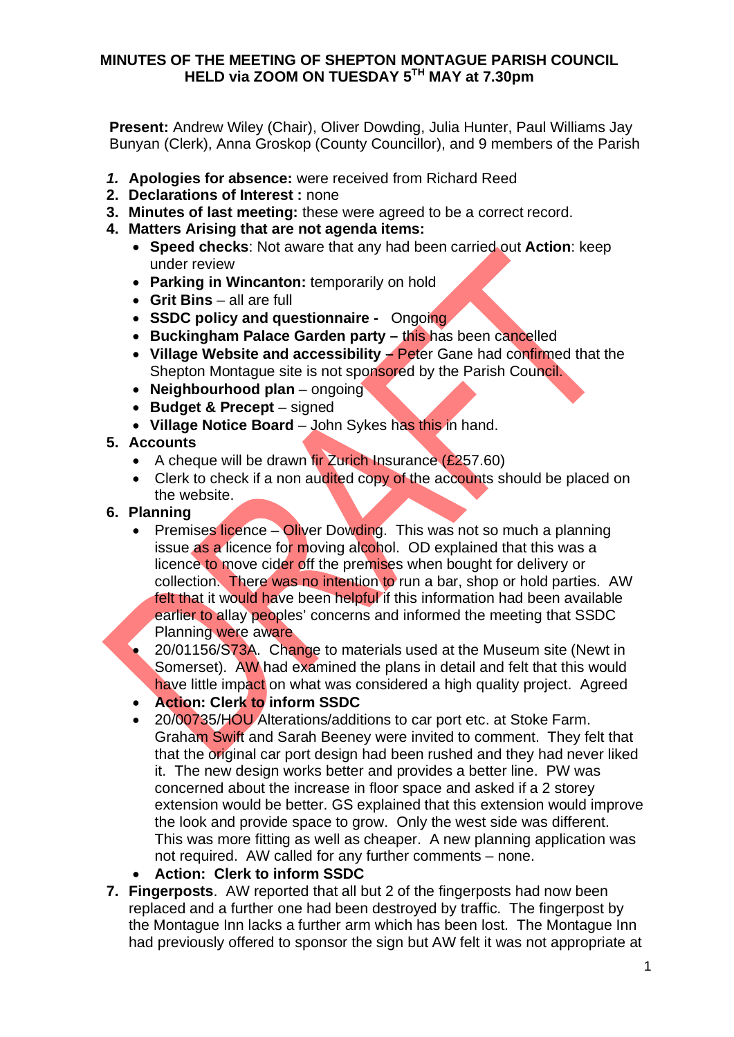**MINUTES OF THE MEETING OF SHEPTON MONTAGUE PARISH COUNCIL HELD via ZOOM ON TUESDAY 5TH MAY at 7.30pm**

**Present:** Andrew Wiley (Chair), Oliver Dowding, Julia Hunter, Paul Williams Jay Bunyan (Clerk), Anna Groskop (County Councillor), and 9 members of the Parish

1. **Apologies for absence:** were received from Richard Reed
2. **Declarations of Interest :** none
3. **Minutes of last meeting:** these were agreed to be a correct record.
4. **Matters Arising that are not agenda items:**
   - **Speed checks**: Not aware that any had been carried out **Action**: keep under review
   - **Parking in Wincanton:** temporarily on hold
   - **Grit Bins** – all are full
   - **SSDC policy and questionnaire -** Ongoing
   - **Buckingham Palace Garden party –** this has been cancelled
   - **Village Website and accessibility –** Peter Gane had confirmed that the Shepton Montague site is not sponsored by the Parish Council.
   - **Neighbourhood plan** – ongoing
   - **Budget & Precept** – signed
   - **Village Notice Board** – John Sykes has this in hand.
5. **Accounts**
   - A cheque will be drawn fir Zurich Insurance (£257.60)
   - Clerk to check if a non audited copy of the accounts should be placed on the website.
6. **Planning**
   - Premises licence – Oliver Dowding. This was not so much a planning issue as a licence for moving alcohol. OD explained that this was a licence to move cider off the premises when bought for delivery or collection. There was no intention to run a bar, shop or hold parties. AW felt that it would have been helpful if this information had been available earlier to allay peoples' concerns and informed the meeting that SSDC Planning were aware
   - 20/01156/S73A. Change to materials used at the Museum site (Newt in Somerset). AW had examined the plans in detail and felt that this would have little impact on what was considered a high quality project. Agreed
   - **Action: Clerk to inform SSDC**
   - 20/00735/HOU Alterations/additions to car port etc. at Stoke Farm. Graham Swift and Sarah Beeney were invited to comment. They felt that that the original car port design had been rushed and they had never liked it. The new design works better and provides a better line. PW was concerned about the increase in floor space and asked if a 2 storey extension would be better. GS explained that this extension would improve the look and provide space to grow. Only the west side was different. This was more fitting as well as cheaper. A new planning application was not required. AW called for any further comments – none.
   - **Action: Clerk to inform SSDC**
7. **Fingerposts**. AW reported that all but 2 of the fingerposts had now been replaced and a further one had been destroyed by traffic. The fingerpost by the Montague Inn lacks a further arm which has been lost. The Montague Inn had previously offered to sponsor the sign but AW felt it was not appropriate at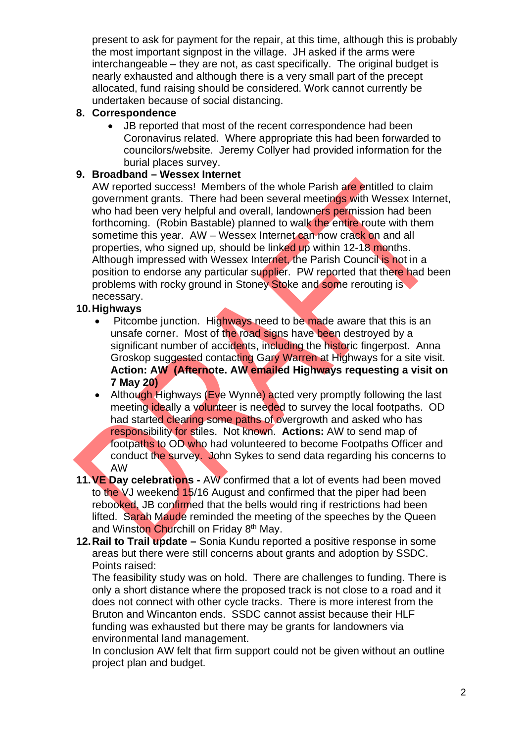present to ask for payment for the repair, at this time, although this is probably the most important signpost in the village. JH asked if the arms were interchangeable – they are not, as cast specifically. The original budget is nearly exhausted and although there is a very small part of the precept allocated, fund raising should be considered. Work cannot currently be undertaken because of social distancing.

8. **Correspondence**
   - JB reported that most of the recent correspondence had been Coronavirus related. Where appropriate this had been forwarded to councilors/website. Jeremy Collyer had provided information for the burial places survey.

9. **Broadband – Wessex Internet**
   AW reported success! Members of the whole Parish are entitled to claim government grants. There had been several meetings with Wessex Internet, who had been very helpful and overall, landowners permission had been forthcoming. (Robin Bastable) planned to walk the entire route with them sometime this year. AW – Wessex Internet can now crack on and all properties, who signed up, should be linked up within 12-18 months. Although impressed with Wessex Internet, the Parish Council is not in a position to endorse any particular supplier. PW reported that there had been problems with rocky ground in Stoney Stoke and some rerouting is necessary.

10. **Highways**
    - Pitcombe junction. Highways need to be made aware that this is an unsafe corner. Most of the road signs have been destroyed by a significant number of accidents, including the historic fingerpost. Anna Groskop suggested contacting Gary Warren at Highways for a site visit. **Action: AW (Afternote. AW emailed Highways requesting a visit on 7 May 20)**
    - Although Highways (Eve Wynne) acted very promptly following the last meeting ideally a volunteer is needed to survey the local footpaths. OD had started clearing some paths of overgrowth and asked who has responsibility for stiles. Not known. **Actions:** AW to send map of footpaths to OD who had volunteered to become Footpaths Officer and conduct the survey. John Sykes to send data regarding his concerns to AW

11. **VE Day celebrations -** AW confirmed that a lot of events had been moved to the VJ weekend 15/16 August and confirmed that the piper had been rebooked, JB confirmed that the bells would ring if restrictions had been lifted. Sarah Maude reminded the meeting of the speeches by the Queen and Winston Churchill on Friday 8th May.

12. **Rail to Trail update –** Sonia Kundu reported a positive response in some areas but there were still concerns about grants and adoption by SSDC. Points raised:
    The feasibility study was on hold. There are challenges to funding. There is only a short distance where the proposed track is not close to a road and it does not connect with other cycle tracks. There is more interest from the Bruton and Wincanton ends. SSDC cannot assist because their HLF funding was exhausted but there may be grants for landowners via environmental land management.
    In conclusion AW felt that firm support could not be given without an outline project plan and budget.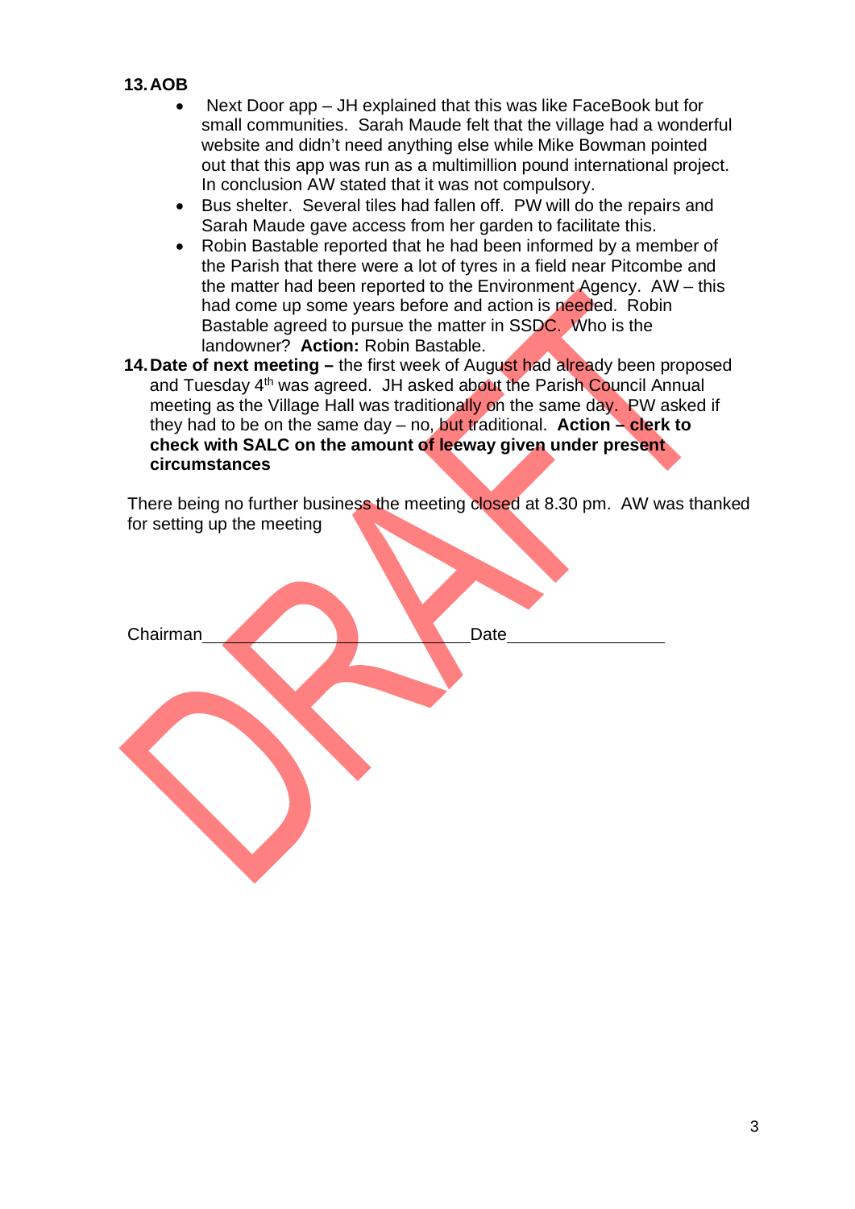## 13. AOB

- Next Door app – JH explained that this was like FaceBook but for small communities. Sarah Maude felt that the village had a wonderful website and didn't need anything else while Mike Bowman pointed out that this app was run as a multimillion pound international project. In conclusion AW stated that it was not compulsory.
- Bus shelter. Several tiles had fallen off. PW will do the repairs and Sarah Maude gave access from her garden to facilitate this.
- Robin Bastable reported that he had been informed by a member of the Parish that there were a lot of tyres in a field near Pitcombe and the matter had been reported to the Environment Agency. AW – this had come up some years before and action is needed. Robin Bastable agreed to pursue the matter in SSDC. Who is the landowner? **Action:** Robin Bastable.

**14. Date of next meeting –** the first week of August had already been proposed and Tuesday 4th was agreed. JH asked about the Parish Council Annual meeting as the Village Hall was traditionally on the same day. PW asked if they had to be on the same day – no, but traditional. **Action – clerk to check with SALC on the amount of leeway given under present circumstances**

There being no further business the meeting closed at 8.30 pm. AW was thanked for setting up the meeting

Chairman\_\_\_\_\_\_\_\_\_\_\_\_\_\_\_\_\_\_\_\_\_\_\_\_\_\_\_\_Date\_\_\_\_\_\_\_\_\_\_\_\_\_\_\_\_\_\_

DRAFT